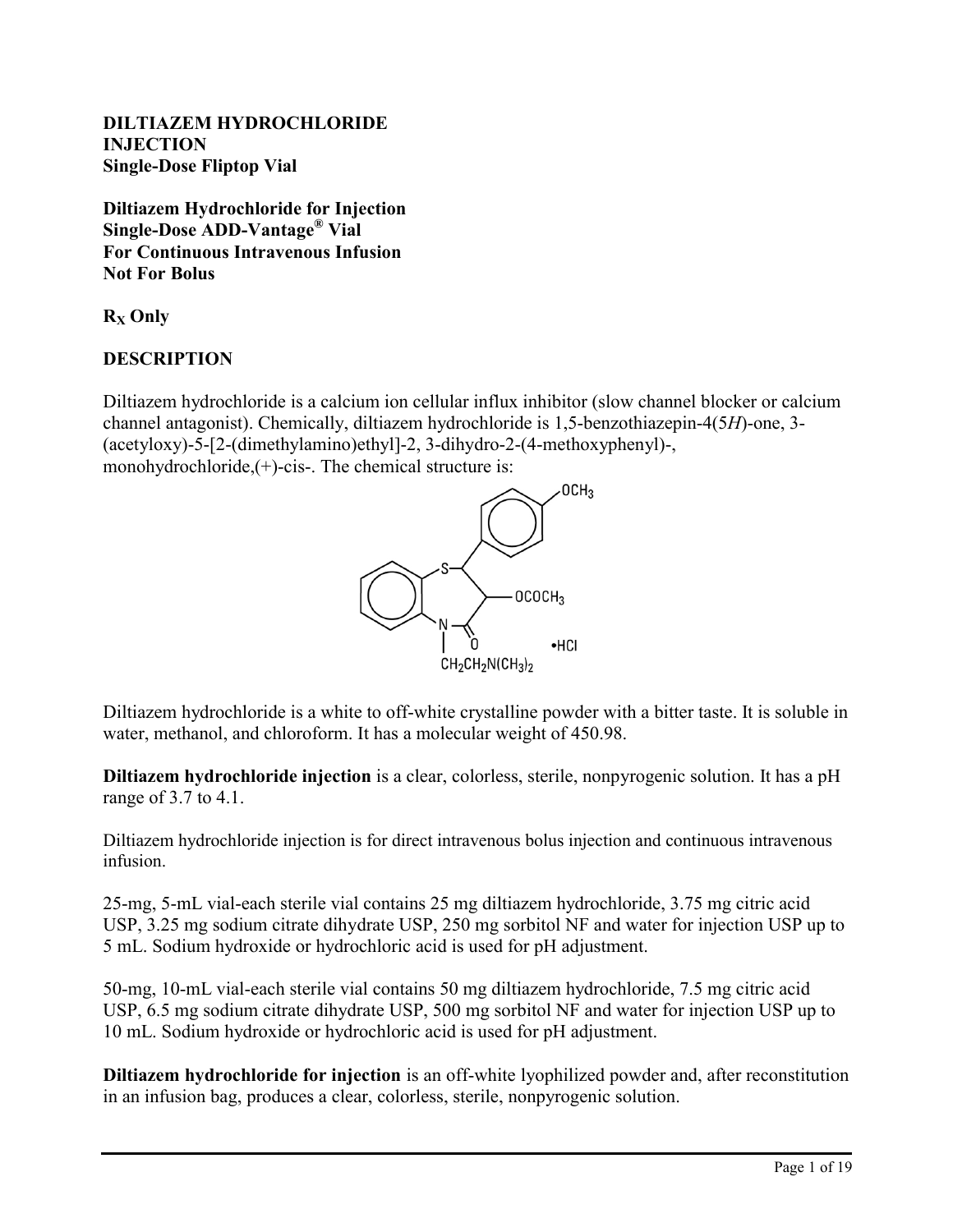**DILTIAZEM HYDROCHLORIDE**
**INJECTION**
**Single-Dose Fliptop Vial**

**Diltiazem Hydrochloride for Injection**
**Single-Dose ADD-Vantage® Vial**
**For Continuous Intravenous Infusion**
**Not For Bolus**

**$R_X$ Only**

## DESCRIPTION

Diltiazem hydrochloride is a calcium ion cellular influx inhibitor (slow channel blocker or calcium channel antagonist). Chemically, diltiazem hydrochloride is 1,5-benzothiazepin-4(5*H*)-one, 3-(acetyloxy)-5-[2-(dimethylamino)ethyl]-2, 3-dihydro-2-(4-methoxyphenyl)-, monohydrochloride,(+)-cis-. The chemical structure is:

Diltiazem hydrochloride is a white to off-white crystalline powder with a bitter taste. It is soluble in water, methanol, and chloroform. It has a molecular weight of 450.98.

**Diltiazem hydrochloride injection** is a clear, colorless, sterile, nonpyrogenic solution. It has a pH range of 3.7 to 4.1.

Diltiazem hydrochloride injection is for direct intravenous bolus injection and continuous intravenous infusion.

25-mg, 5-mL vial-each sterile vial contains 25 mg diltiazem hydrochloride, 3.75 mg citric acid USP, 3.25 mg sodium citrate dihydrate USP, 250 mg sorbitol NF and water for injection USP up to 5 mL. Sodium hydroxide or hydrochloric acid is used for pH adjustment.

50-mg, 10-mL vial-each sterile vial contains 50 mg diltiazem hydrochloride, 7.5 mg citric acid USP, 6.5 mg sodium citrate dihydrate USP, 500 mg sorbitol NF and water for injection USP up to 10 mL. Sodium hydroxide or hydrochloric acid is used for pH adjustment.

**Diltiazem hydrochloride for injection** is an off-white lyophilized powder and, after reconstitution in an infusion bag, produces a clear, colorless, sterile, nonpyrogenic solution.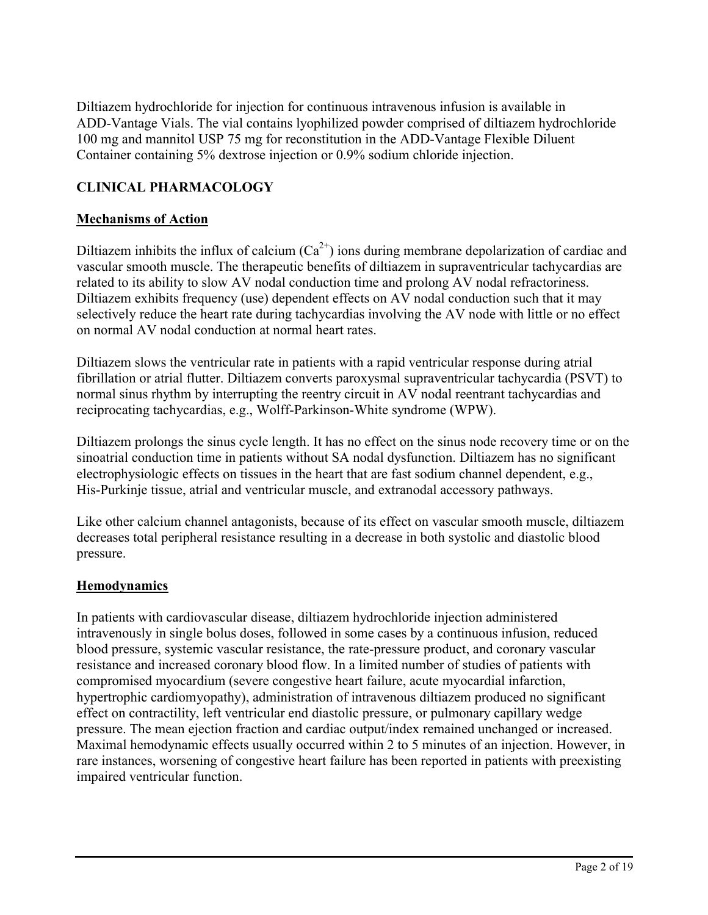Diltiazem hydrochloride for injection for continuous intravenous infusion is available in ADD-Vantage Vials. The vial contains lyophilized powder comprised of diltiazem hydrochloride 100 mg and mannitol USP 75 mg for reconstitution in the ADD-Vantage Flexible Diluent Container containing 5% dextrose injection or 0.9% sodium chloride injection.

## CLINICAL PHARMACOLOGY

### Mechanisms of Action

Diltiazem inhibits the influx of calcium ($Ca^{2+}$) ions during membrane depolarization of cardiac and vascular smooth muscle. The therapeutic benefits of diltiazem in supraventricular tachycardias are related to its ability to slow AV nodal conduction time and prolong AV nodal refractoriness. Diltiazem exhibits frequency (use) dependent effects on AV nodal conduction such that it may selectively reduce the heart rate during tachycardias involving the AV node with little or no effect on normal AV nodal conduction at normal heart rates.

Diltiazem slows the ventricular rate in patients with a rapid ventricular response during atrial fibrillation or atrial flutter. Diltiazem converts paroxysmal supraventricular tachycardia (PSVT) to normal sinus rhythm by interrupting the reentry circuit in AV nodal reentrant tachycardias and reciprocating tachycardias, e.g., Wolff-Parkinson-White syndrome (WPW).

Diltiazem prolongs the sinus cycle length. It has no effect on the sinus node recovery time or on the sinoatrial conduction time in patients without SA nodal dysfunction. Diltiazem has no significant electrophysiologic effects on tissues in the heart that are fast sodium channel dependent, e.g., His-Purkinje tissue, atrial and ventricular muscle, and extranodal accessory pathways.

Like other calcium channel antagonists, because of its effect on vascular smooth muscle, diltiazem decreases total peripheral resistance resulting in a decrease in both systolic and diastolic blood pressure.

### Hemodynamics

In patients with cardiovascular disease, diltiazem hydrochloride injection administered intravenously in single bolus doses, followed in some cases by a continuous infusion, reduced blood pressure, systemic vascular resistance, the rate-pressure product, and coronary vascular resistance and increased coronary blood flow. In a limited number of studies of patients with compromised myocardium (severe congestive heart failure, acute myocardial infarction, hypertrophic cardiomyopathy), administration of intravenous diltiazem produced no significant effect on contractility, left ventricular end diastolic pressure, or pulmonary capillary wedge pressure. The mean ejection fraction and cardiac output/index remained unchanged or increased. Maximal hemodynamic effects usually occurred within 2 to 5 minutes of an injection. However, in rare instances, worsening of congestive heart failure has been reported in patients with preexisting impaired ventricular function.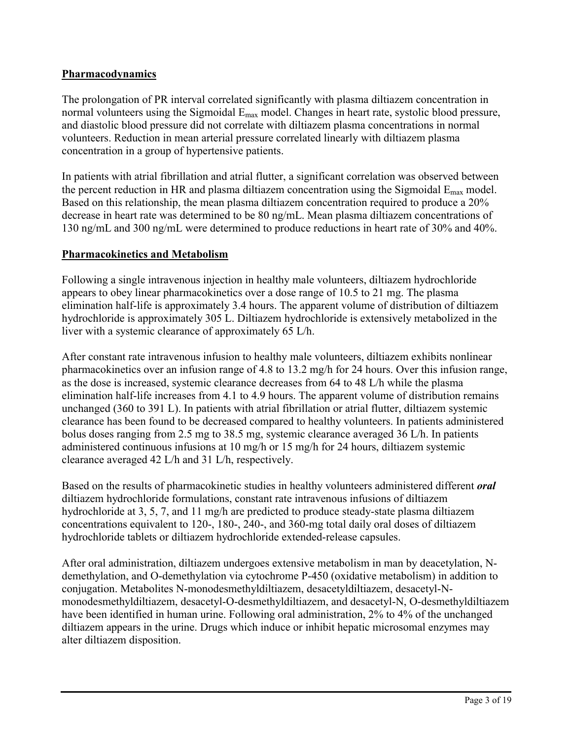## Pharmacodynamics

The prolongation of PR interval correlated significantly with plasma diltiazem concentration in normal volunteers using the Sigmoidal $E_{max}$ model. Changes in heart rate, systolic blood pressure, and diastolic blood pressure did not correlate with diltiazem plasma concentrations in normal volunteers. Reduction in mean arterial pressure correlated linearly with diltiazem plasma concentration in a group of hypertensive patients.

In patients with atrial fibrillation and atrial flutter, a significant correlation was observed between the percent reduction in HR and plasma diltiazem concentration using the Sigmoidal $E_{max}$ model. Based on this relationship, the mean plasma diltiazem concentration required to produce a 20% decrease in heart rate was determined to be 80 ng/mL. Mean plasma diltiazem concentrations of 130 ng/mL and 300 ng/mL were determined to produce reductions in heart rate of 30% and 40%.

## Pharmacokinetics and Metabolism

Following a single intravenous injection in healthy male volunteers, diltiazem hydrochloride appears to obey linear pharmacokinetics over a dose range of 10.5 to 21 mg. The plasma elimination half-life is approximately 3.4 hours. The apparent volume of distribution of diltiazem hydrochloride is approximately 305 L. Diltiazem hydrochloride is extensively metabolized in the liver with a systemic clearance of approximately 65 L/h.

After constant rate intravenous infusion to healthy male volunteers, diltiazem exhibits nonlinear pharmacokinetics over an infusion range of 4.8 to 13.2 mg/h for 24 hours. Over this infusion range, as the dose is increased, systemic clearance decreases from 64 to 48 L/h while the plasma elimination half-life increases from 4.1 to 4.9 hours. The apparent volume of distribution remains unchanged (360 to 391 L). In patients with atrial fibrillation or atrial flutter, diltiazem systemic clearance has been found to be decreased compared to healthy volunteers. In patients administered bolus doses ranging from 2.5 mg to 38.5 mg, systemic clearance averaged 36 L/h. In patients administered continuous infusions at 10 mg/h or 15 mg/h for 24 hours, diltiazem systemic clearance averaged 42 L/h and 31 L/h, respectively.

Based on the results of pharmacokinetic studies in healthy volunteers administered different ***oral*** diltiazem hydrochloride formulations, constant rate intravenous infusions of diltiazem hydrochloride at 3, 5, 7, and 11 mg/h are predicted to produce steady-state plasma diltiazem concentrations equivalent to 120-, 180-, 240-, and 360-mg total daily oral doses of diltiazem hydrochloride tablets or diltiazem hydrochloride extended-release capsules.

After oral administration, diltiazem undergoes extensive metabolism in man by deacetylation, N-demethylation, and O-demethylation via cytochrome P-450 (oxidative metabolism) in addition to conjugation. Metabolites N-monodesmethyldiltiazem, desacetyldiltiazem, desacetyl-N-monodesmethyldiltiazem, desacetyl-O-desmethyldiltiazem, and desacetyl-N, O-desmethyldiltiazem have been identified in human urine. Following oral administration, 2% to 4% of the unchanged diltiazem appears in the urine. Drugs which induce or inhibit hepatic microsomal enzymes may alter diltiazem disposition.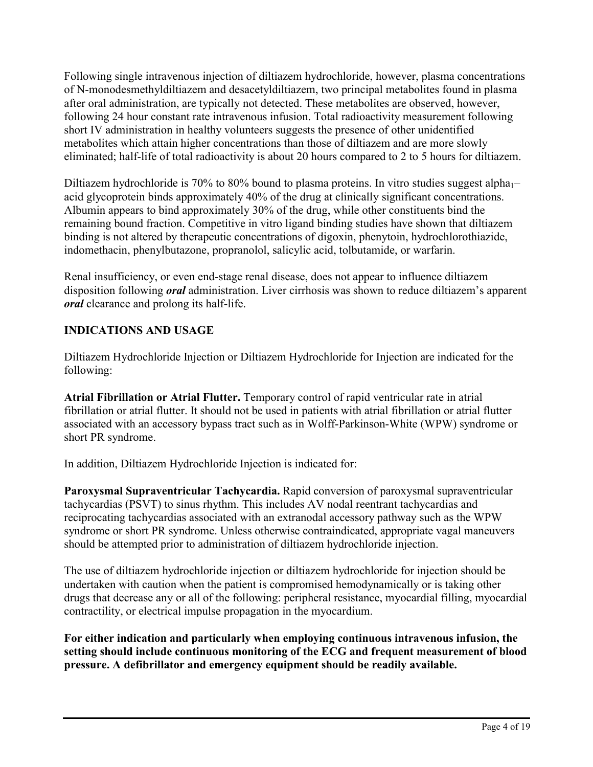Following single intravenous injection of diltiazem hydrochloride, however, plasma concentrations of N-monodesmethyldiltiazem and desacetyldiltiazem, two principal metabolites found in plasma after oral administration, are typically not detected. These metabolites are observed, however, following 24 hour constant rate intravenous infusion. Total radioactivity measurement following short IV administration in healthy volunteers suggests the presence of other unidentified metabolites which attain higher concentrations than those of diltiazem and are more slowly eliminated; half-life of total radioactivity is about 20 hours compared to 2 to 5 hours for diltiazem.

Diltiazem hydrochloride is 70% to 80% bound to plasma proteins. In vitro studies suggest $alpha_1$–acid glycoprotein binds approximately 40% of the drug at clinically significant concentrations. Albumin appears to bind approximately 30% of the drug, while other constituents bind the remaining bound fraction. Competitive in vitro ligand binding studies have shown that diltiazem binding is not altered by therapeutic concentrations of digoxin, phenytoin, hydrochlorothiazide, indomethacin, phenylbutazone, propranolol, salicylic acid, tolbutamide, or warfarin.

Renal insufficiency, or even end-stage renal disease, does not appear to influence diltiazem disposition following ***oral*** administration. Liver cirrhosis was shown to reduce diltiazem's apparent ***oral*** clearance and prolong its half-life.

## INDICATIONS AND USAGE

Diltiazem Hydrochloride Injection or Diltiazem Hydrochloride for Injection are indicated for the following:

**Atrial Fibrillation or Atrial Flutter.** Temporary control of rapid ventricular rate in atrial fibrillation or atrial flutter. It should not be used in patients with atrial fibrillation or atrial flutter associated with an accessory bypass tract such as in Wolff-Parkinson-White (WPW) syndrome or short PR syndrome.

In addition, Diltiazem Hydrochloride Injection is indicated for:

**Paroxysmal Supraventricular Tachycardia.** Rapid conversion of paroxysmal supraventricular tachycardias (PSVT) to sinus rhythm. This includes AV nodal reentrant tachycardias and reciprocating tachycardias associated with an extranodal accessory pathway such as the WPW syndrome or short PR syndrome. Unless otherwise contraindicated, appropriate vagal maneuvers should be attempted prior to administration of diltiazem hydrochloride injection.

The use of diltiazem hydrochloride injection or diltiazem hydrochloride for injection should be undertaken with caution when the patient is compromised hemodynamically or is taking other drugs that decrease any or all of the following: peripheral resistance, myocardial filling, myocardial contractility, or electrical impulse propagation in the myocardium.

**For either indication and particularly when employing continuous intravenous infusion, the setting should include continuous monitoring of the ECG and frequent measurement of blood pressure. A defibrillator and emergency equipment should be readily available.**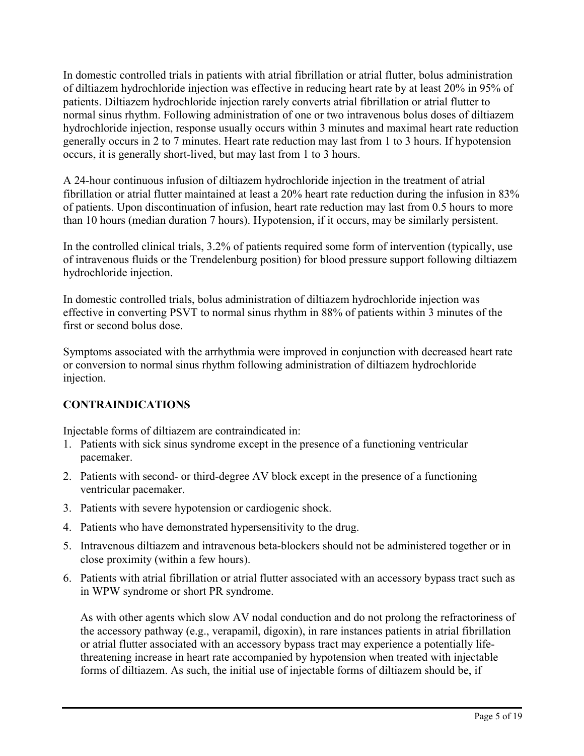In domestic controlled trials in patients with atrial fibrillation or atrial flutter, bolus administration of diltiazem hydrochloride injection was effective in reducing heart rate by at least 20% in 95% of patients. Diltiazem hydrochloride injection rarely converts atrial fibrillation or atrial flutter to normal sinus rhythm. Following administration of one or two intravenous bolus doses of diltiazem hydrochloride injection, response usually occurs within 3 minutes and maximal heart rate reduction generally occurs in 2 to 7 minutes. Heart rate reduction may last from 1 to 3 hours. If hypotension occurs, it is generally short-lived, but may last from 1 to 3 hours.

A 24-hour continuous infusion of diltiazem hydrochloride injection in the treatment of atrial fibrillation or atrial flutter maintained at least a 20% heart rate reduction during the infusion in 83% of patients. Upon discontinuation of infusion, heart rate reduction may last from 0.5 hours to more than 10 hours (median duration 7 hours). Hypotension, if it occurs, may be similarly persistent.

In the controlled clinical trials, 3.2% of patients required some form of intervention (typically, use of intravenous fluids or the Trendelenburg position) for blood pressure support following diltiazem hydrochloride injection.

In domestic controlled trials, bolus administration of diltiazem hydrochloride injection was effective in converting PSVT to normal sinus rhythm in 88% of patients within 3 minutes of the first or second bolus dose.

Symptoms associated with the arrhythmia were improved in conjunction with decreased heart rate or conversion to normal sinus rhythm following administration of diltiazem hydrochloride injection.

## CONTRAINDICATIONS

Injectable forms of diltiazem are contraindicated in:

1. Patients with sick sinus syndrome except in the presence of a functioning ventricular pacemaker.
2. Patients with second- or third-degree AV block except in the presence of a functioning ventricular pacemaker.
3. Patients with severe hypotension or cardiogenic shock.
4. Patients who have demonstrated hypersensitivity to the drug.
5. Intravenous diltiazem and intravenous beta-blockers should not be administered together or in close proximity (within a few hours).
6. Patients with atrial fibrillation or atrial flutter associated with an accessory bypass tract such as in WPW syndrome or short PR syndrome.

   As with other agents which slow AV nodal conduction and do not prolong the refractoriness of the accessory pathway (e.g., verapamil, digoxin), in rare instances patients in atrial fibrillation or atrial flutter associated with an accessory bypass tract may experience a potentially life-threatening increase in heart rate accompanied by hypotension when treated with injectable forms of diltiazem. As such, the initial use of injectable forms of diltiazem should be, if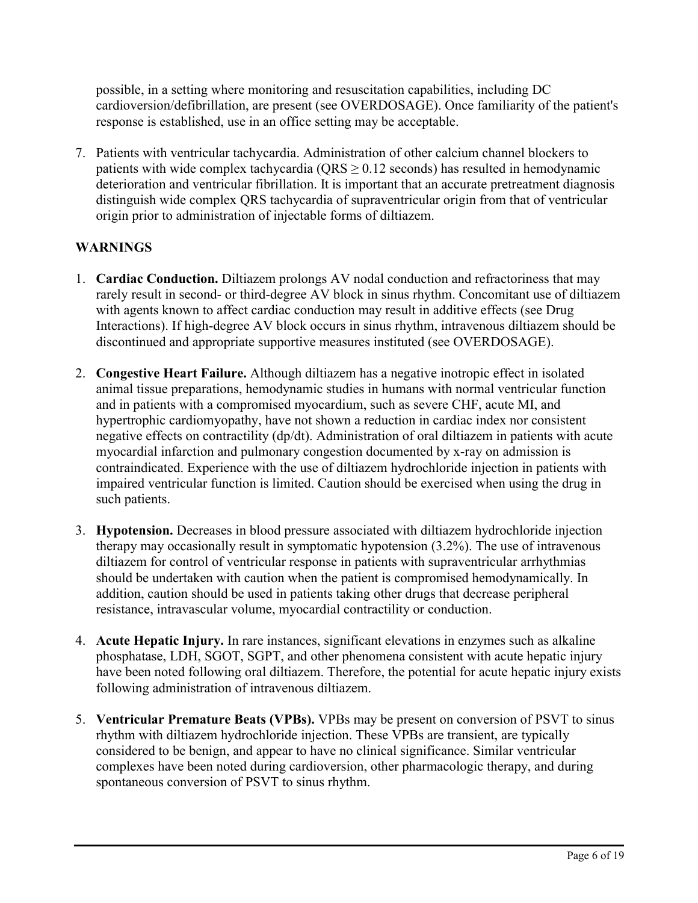possible, in a setting where monitoring and resuscitation capabilities, including DC cardioversion/defibrillation, are present (see OVERDOSAGE). Once familiarity of the patient's response is established, use in an office setting may be acceptable.

7. Patients with ventricular tachycardia. Administration of other calcium channel blockers to patients with wide complex tachycardia (QRS $\geq$ 0.12 seconds) has resulted in hemodynamic deterioration and ventricular fibrillation. It is important that an accurate pretreatment diagnosis distinguish wide complex QRS tachycardia of supraventricular origin from that of ventricular origin prior to administration of injectable forms of diltiazem.

## WARNINGS

1. **Cardiac Conduction.** Diltiazem prolongs AV nodal conduction and refractoriness that may rarely result in second- or third-degree AV block in sinus rhythm. Concomitant use of diltiazem with agents known to affect cardiac conduction may result in additive effects (see Drug Interactions). If high-degree AV block occurs in sinus rhythm, intravenous diltiazem should be discontinued and appropriate supportive measures instituted (see OVERDOSAGE).

2. **Congestive Heart Failure.** Although diltiazem has a negative inotropic effect in isolated animal tissue preparations, hemodynamic studies in humans with normal ventricular function and in patients with a compromised myocardium, such as severe CHF, acute MI, and hypertrophic cardiomyopathy, have not shown a reduction in cardiac index nor consistent negative effects on contractility (dp/dt). Administration of oral diltiazem in patients with acute myocardial infarction and pulmonary congestion documented by x-ray on admission is contraindicated. Experience with the use of diltiazem hydrochloride injection in patients with impaired ventricular function is limited. Caution should be exercised when using the drug in such patients.

3. **Hypotension.** Decreases in blood pressure associated with diltiazem hydrochloride injection therapy may occasionally result in symptomatic hypotension (3.2%). The use of intravenous diltiazem for control of ventricular response in patients with supraventricular arrhythmias should be undertaken with caution when the patient is compromised hemodynamically. In addition, caution should be used in patients taking other drugs that decrease peripheral resistance, intravascular volume, myocardial contractility or conduction.

4. **Acute Hepatic Injury.** In rare instances, significant elevations in enzymes such as alkaline phosphatase, LDH, SGOT, SGPT, and other phenomena consistent with acute hepatic injury have been noted following oral diltiazem. Therefore, the potential for acute hepatic injury exists following administration of intravenous diltiazem.

5. **Ventricular Premature Beats (VPBs).** VPBs may be present on conversion of PSVT to sinus rhythm with diltiazem hydrochloride injection. These VPBs are transient, are typically considered to be benign, and appear to have no clinical significance. Similar ventricular complexes have been noted during cardioversion, other pharmacologic therapy, and during spontaneous conversion of PSVT to sinus rhythm.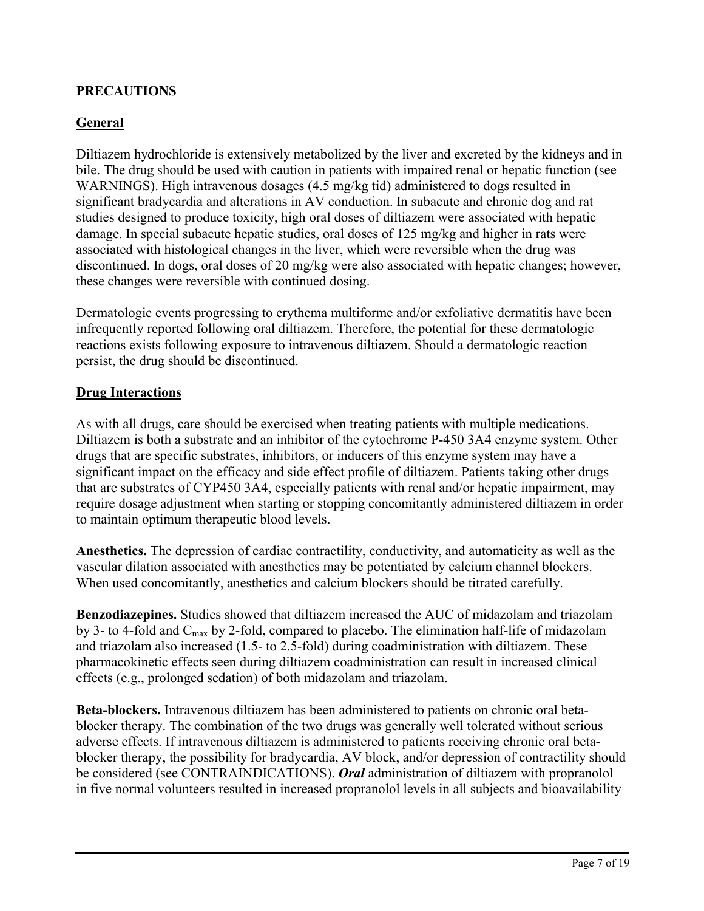## PRECAUTIONS

### General

Diltiazem hydrochloride is extensively metabolized by the liver and excreted by the kidneys and in bile. The drug should be used with caution in patients with impaired renal or hepatic function (see WARNINGS). High intravenous dosages (4.5 mg/kg tid) administered to dogs resulted in significant bradycardia and alterations in AV conduction. In subacute and chronic dog and rat studies designed to produce toxicity, high oral doses of diltiazem were associated with hepatic damage. In special subacute hepatic studies, oral doses of 125 mg/kg and higher in rats were associated with histological changes in the liver, which were reversible when the drug was discontinued. In dogs, oral doses of 20 mg/kg were also associated with hepatic changes; however, these changes were reversible with continued dosing.

Dermatologic events progressing to erythema multiforme and/or exfoliative dermatitis have been infrequently reported following oral diltiazem. Therefore, the potential for these dermatologic reactions exists following exposure to intravenous diltiazem. Should a dermatologic reaction persist, the drug should be discontinued.

### Drug Interactions

As with all drugs, care should be exercised when treating patients with multiple medications. Diltiazem is both a substrate and an inhibitor of the cytochrome P-450 3A4 enzyme system. Other drugs that are specific substrates, inhibitors, or inducers of this enzyme system may have a significant impact on the efficacy and side effect profile of diltiazem. Patients taking other drugs that are substrates of CYP450 3A4, especially patients with renal and/or hepatic impairment, may require dosage adjustment when starting or stopping concomitantly administered diltiazem in order to maintain optimum therapeutic blood levels.

**Anesthetics.** The depression of cardiac contractility, conductivity, and automaticity as well as the vascular dilation associated with anesthetics may be potentiated by calcium channel blockers. When used concomitantly, anesthetics and calcium blockers should be titrated carefully.

**Benzodiazepines.** Studies showed that diltiazem increased the AUC of midazolam and triazolam by 3- to 4-fold and $C_{max}$ by 2-fold, compared to placebo. The elimination half-life of midazolam and triazolam also increased (1.5- to 2.5-fold) during coadministration with diltiazem. These pharmacokinetic effects seen during diltiazem coadministration can result in increased clinical effects (e.g., prolonged sedation) of both midazolam and triazolam.

**Beta-blockers.** Intravenous diltiazem has been administered to patients on chronic oral beta-blocker therapy. The combination of the two drugs was generally well tolerated without serious adverse effects. If intravenous diltiazem is administered to patients receiving chronic oral beta-blocker therapy, the possibility for bradycardia, AV block, and/or depression of contractility should be considered (see CONTRAINDICATIONS). ***Oral*** administration of diltiazem with propranolol in five normal volunteers resulted in increased propranolol levels in all subjects and bioavailability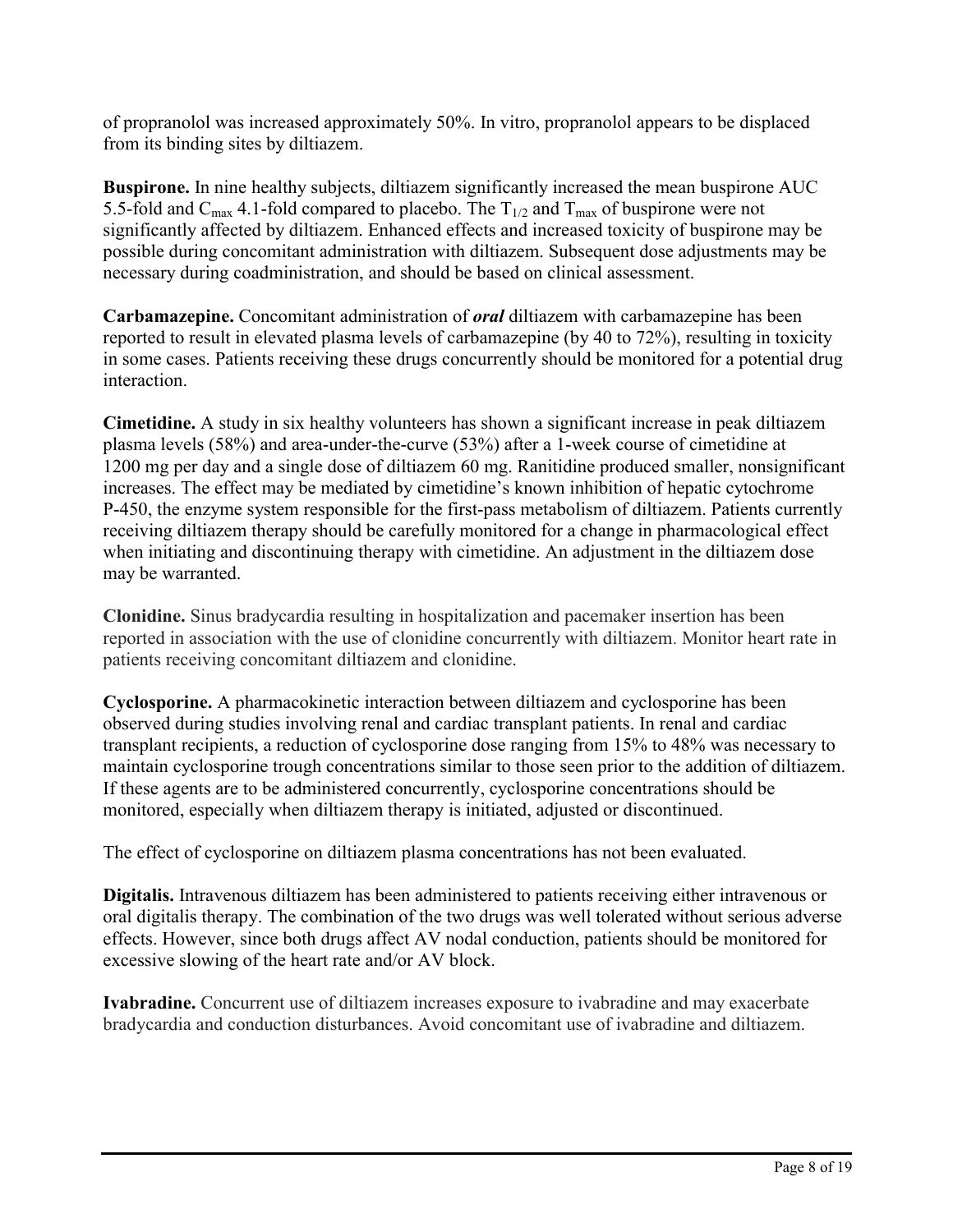of propranolol was increased approximately 50%. In vitro, propranolol appears to be displaced from its binding sites by diltiazem.

**Buspirone.** In nine healthy subjects, diltiazem significantly increased the mean buspirone AUC 5.5-fold and $C_{max}$ 4.1-fold compared to placebo. The $T_{1/2}$ and $T_{max}$ of buspirone were not significantly affected by diltiazem. Enhanced effects and increased toxicity of buspirone may be possible during concomitant administration with diltiazem. Subsequent dose adjustments may be necessary during coadministration, and should be based on clinical assessment.

**Carbamazepine.** Concomitant administration of ***oral*** diltiazem with carbamazepine has been reported to result in elevated plasma levels of carbamazepine (by 40 to 72%), resulting in toxicity in some cases. Patients receiving these drugs concurrently should be monitored for a potential drug interaction.

**Cimetidine.** A study in six healthy volunteers has shown a significant increase in peak diltiazem plasma levels (58%) and area-under-the-curve (53%) after a 1-week course of cimetidine at 1200 mg per day and a single dose of diltiazem 60 mg. Ranitidine produced smaller, nonsignificant increases. The effect may be mediated by cimetidine's known inhibition of hepatic cytochrome P-450, the enzyme system responsible for the first-pass metabolism of diltiazem. Patients currently receiving diltiazem therapy should be carefully monitored for a change in pharmacological effect when initiating and discontinuing therapy with cimetidine. An adjustment in the diltiazem dose may be warranted.

**Clonidine.** Sinus bradycardia resulting in hospitalization and pacemaker insertion has been reported in association with the use of clonidine concurrently with diltiazem. Monitor heart rate in patients receiving concomitant diltiazem and clonidine.

**Cyclosporine.** A pharmacokinetic interaction between diltiazem and cyclosporine has been observed during studies involving renal and cardiac transplant patients. In renal and cardiac transplant recipients, a reduction of cyclosporine dose ranging from 15% to 48% was necessary to maintain cyclosporine trough concentrations similar to those seen prior to the addition of diltiazem. If these agents are to be administered concurrently, cyclosporine concentrations should be monitored, especially when diltiazem therapy is initiated, adjusted or discontinued.

The effect of cyclosporine on diltiazem plasma concentrations has not been evaluated.

**Digitalis.** Intravenous diltiazem has been administered to patients receiving either intravenous or oral digitalis therapy. The combination of the two drugs was well tolerated without serious adverse effects. However, since both drugs affect AV nodal conduction, patients should be monitored for excessive slowing of the heart rate and/or AV block.

**Ivabradine.** Concurrent use of diltiazem increases exposure to ivabradine and may exacerbate bradycardia and conduction disturbances. Avoid concomitant use of ivabradine and diltiazem.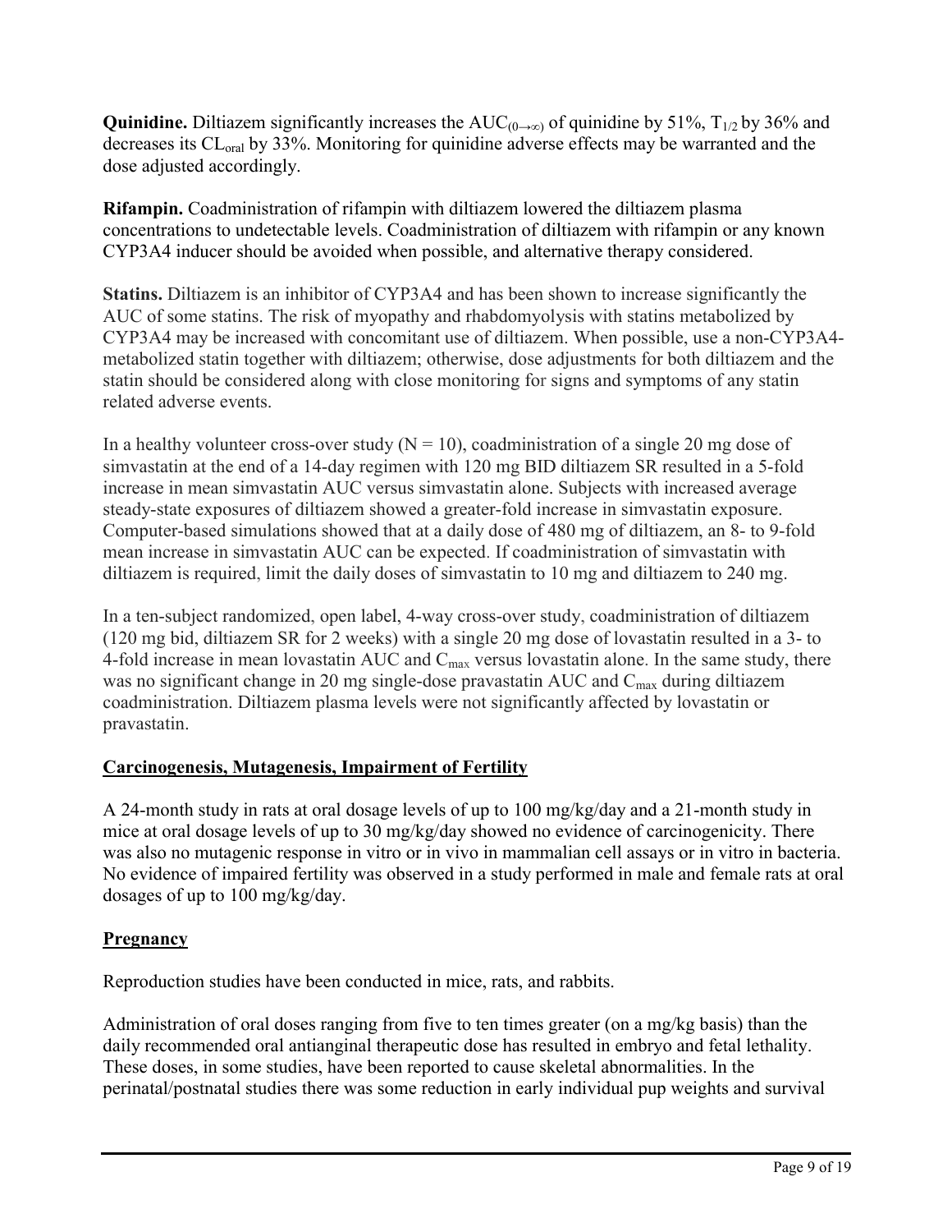**Quinidine.** Diltiazem significantly increases the $AUC_{(0\rightarrow\infty)}$ of quinidine by 51%, $T_{1/2}$ by 36% and decreases its $CL_{oral}$ by 33%. Monitoring for quinidine adverse effects may be warranted and the dose adjusted accordingly.

**Rifampin.** Coadministration of rifampin with diltiazem lowered the diltiazem plasma concentrations to undetectable levels. Coadministration of diltiazem with rifampin or any known CYP3A4 inducer should be avoided when possible, and alternative therapy considered.

**Statins.** Diltiazem is an inhibitor of CYP3A4 and has been shown to increase significantly the AUC of some statins. The risk of myopathy and rhabdomyolysis with statins metabolized by CYP3A4 may be increased with concomitant use of diltiazem. When possible, use a non-CYP3A4-metabolized statin together with diltiazem; otherwise, dose adjustments for both diltiazem and the statin should be considered along with close monitoring for signs and symptoms of any statin related adverse events.

In a healthy volunteer cross-over study ($N = 10$), coadministration of a single 20 mg dose of simvastatin at the end of a 14-day regimen with 120 mg BID diltiazem SR resulted in a 5-fold increase in mean simvastatin AUC versus simvastatin alone. Subjects with increased average steady-state exposures of diltiazem showed a greater-fold increase in simvastatin exposure. Computer-based simulations showed that at a daily dose of 480 mg of diltiazem, an 8- to 9-fold mean increase in simvastatin AUC can be expected. If coadministration of simvastatin with diltiazem is required, limit the daily doses of simvastatin to 10 mg and diltiazem to 240 mg.

In a ten-subject randomized, open label, 4-way cross-over study, coadministration of diltiazem (120 mg bid, diltiazem SR for 2 weeks) with a single 20 mg dose of lovastatin resulted in a 3- to 4-fold increase in mean lovastatin AUC and $C_{max}$ versus lovastatin alone. In the same study, there was no significant change in 20 mg single-dose pravastatin AUC and $C_{max}$ during diltiazem coadministration. Diltiazem plasma levels were not significantly affected by lovastatin or pravastatin.

## Carcinogenesis, Mutagenesis, Impairment of Fertility

A 24-month study in rats at oral dosage levels of up to 100 mg/kg/day and a 21-month study in mice at oral dosage levels of up to 30 mg/kg/day showed no evidence of carcinogenicity. There was also no mutagenic response in vitro or in vivo in mammalian cell assays or in vitro in bacteria. No evidence of impaired fertility was observed in a study performed in male and female rats at oral dosages of up to 100 mg/kg/day.

## Pregnancy

Reproduction studies have been conducted in mice, rats, and rabbits.

Administration of oral doses ranging from five to ten times greater (on a mg/kg basis) than the daily recommended oral antianginal therapeutic dose has resulted in embryo and fetal lethality. These doses, in some studies, have been reported to cause skeletal abnormalities. In the perinatal/postnatal studies there was some reduction in early individual pup weights and survival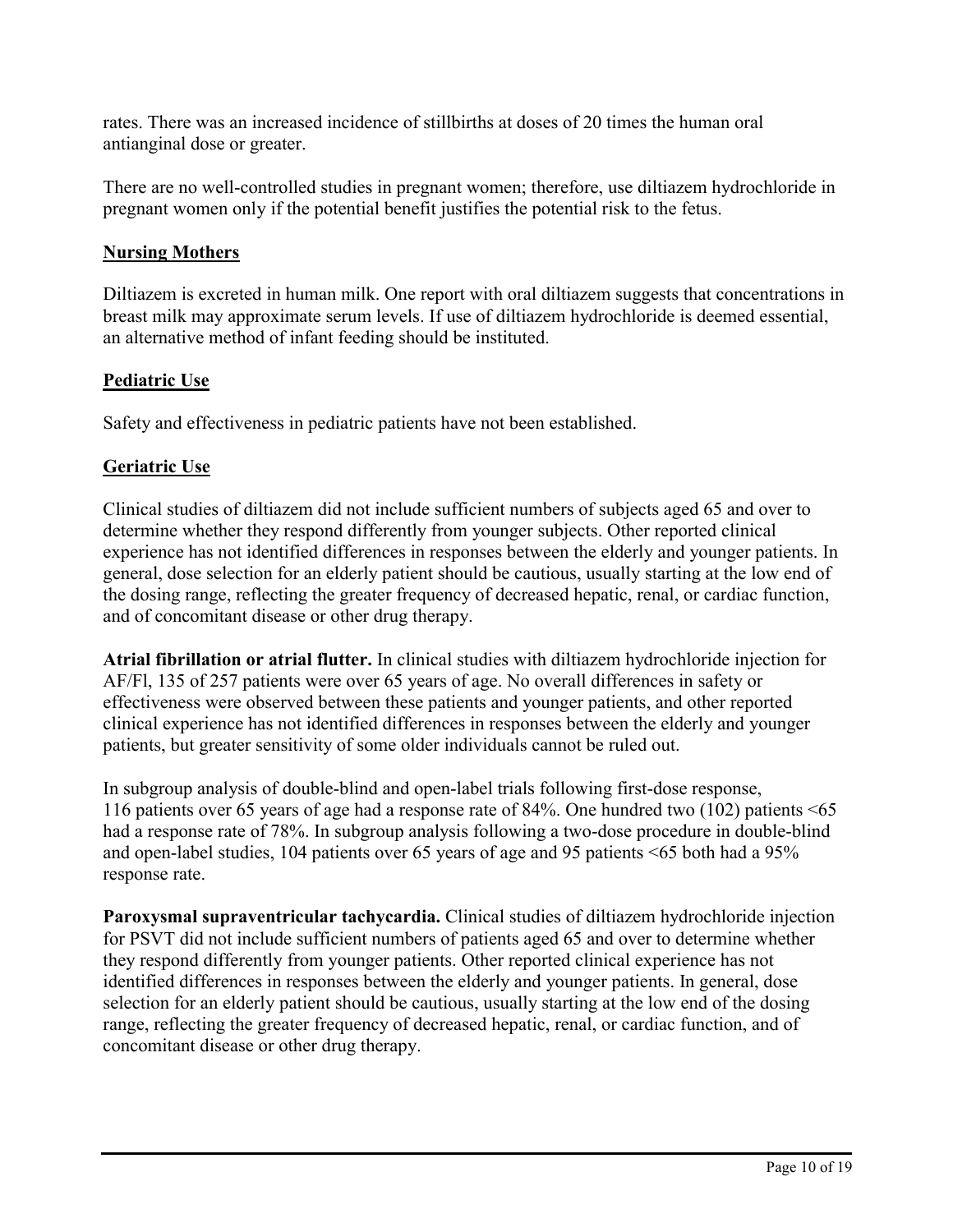rates. There was an increased incidence of stillbirths at doses of 20 times the human oral antianginal dose or greater.

There are no well-controlled studies in pregnant women; therefore, use diltiazem hydrochloride in pregnant women only if the potential benefit justifies the potential risk to the fetus.

## Nursing Mothers

Diltiazem is excreted in human milk. One report with oral diltiazem suggests that concentrations in breast milk may approximate serum levels. If use of diltiazem hydrochloride is deemed essential, an alternative method of infant feeding should be instituted.

## Pediatric Use

Safety and effectiveness in pediatric patients have not been established.

## Geriatric Use

Clinical studies of diltiazem did not include sufficient numbers of subjects aged 65 and over to determine whether they respond differently from younger subjects. Other reported clinical experience has not identified differences in responses between the elderly and younger patients. In general, dose selection for an elderly patient should be cautious, usually starting at the low end of the dosing range, reflecting the greater frequency of decreased hepatic, renal, or cardiac function, and of concomitant disease or other drug therapy.

**Atrial fibrillation or atrial flutter.** In clinical studies with diltiazem hydrochloride injection for AF/Fl, 135 of 257 patients were over 65 years of age. No overall differences in safety or effectiveness were observed between these patients and younger patients, and other reported clinical experience has not identified differences in responses between the elderly and younger patients, but greater sensitivity of some older individuals cannot be ruled out.

In subgroup analysis of double-blind and open-label trials following first-dose response, 116 patients over 65 years of age had a response rate of 84%. One hundred two (102) patients <65 had a response rate of 78%. In subgroup analysis following a two-dose procedure in double-blind and open-label studies, 104 patients over 65 years of age and 95 patients <65 both had a 95% response rate.

**Paroxysmal supraventricular tachycardia.** Clinical studies of diltiazem hydrochloride injection for PSVT did not include sufficient numbers of patients aged 65 and over to determine whether they respond differently from younger patients. Other reported clinical experience has not identified differences in responses between the elderly and younger patients. In general, dose selection for an elderly patient should be cautious, usually starting at the low end of the dosing range, reflecting the greater frequency of decreased hepatic, renal, or cardiac function, and of concomitant disease or other drug therapy.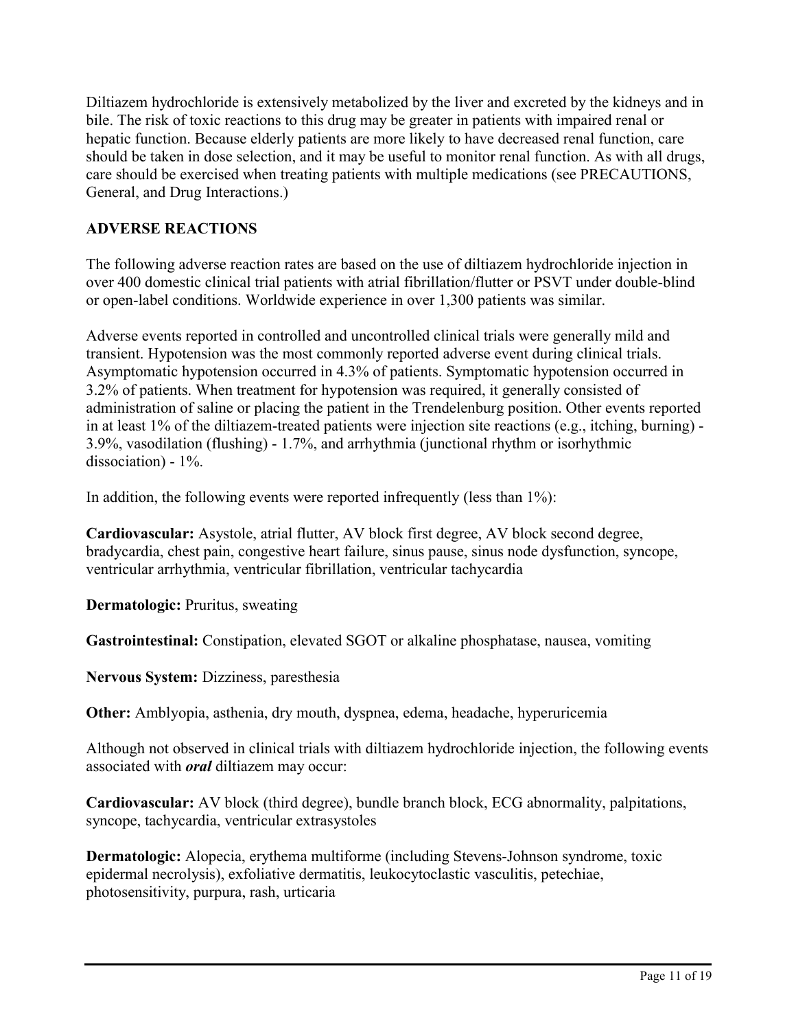Diltiazem hydrochloride is extensively metabolized by the liver and excreted by the kidneys and in bile. The risk of toxic reactions to this drug may be greater in patients with impaired renal or hepatic function. Because elderly patients are more likely to have decreased renal function, care should be taken in dose selection, and it may be useful to monitor renal function. As with all drugs, care should be exercised when treating patients with multiple medications (see PRECAUTIONS, General, and Drug Interactions.)

## ADVERSE REACTIONS

The following adverse reaction rates are based on the use of diltiazem hydrochloride injection in over 400 domestic clinical trial patients with atrial fibrillation/flutter or PSVT under double-blind or open-label conditions. Worldwide experience in over 1,300 patients was similar.

Adverse events reported in controlled and uncontrolled clinical trials were generally mild and transient. Hypotension was the most commonly reported adverse event during clinical trials. Asymptomatic hypotension occurred in 4.3% of patients. Symptomatic hypotension occurred in 3.2% of patients. When treatment for hypotension was required, it generally consisted of administration of saline or placing the patient in the Trendelenburg position. Other events reported in at least 1% of the diltiazem-treated patients were injection site reactions (e.g., itching, burning) - 3.9%, vasodilation (flushing) - 1.7%, and arrhythmia (junctional rhythm or isorhythmic dissociation) - 1%.

In addition, the following events were reported infrequently (less than 1%):

**Cardiovascular:** Asystole, atrial flutter, AV block first degree, AV block second degree, bradycardia, chest pain, congestive heart failure, sinus pause, sinus node dysfunction, syncope, ventricular arrhythmia, ventricular fibrillation, ventricular tachycardia

**Dermatologic:** Pruritus, sweating

**Gastrointestinal:** Constipation, elevated SGOT or alkaline phosphatase, nausea, vomiting

**Nervous System:** Dizziness, paresthesia

**Other:** Amblyopia, asthenia, dry mouth, dyspnea, edema, headache, hyperuricemia

Although not observed in clinical trials with diltiazem hydrochloride injection, the following events associated with ***oral*** diltiazem may occur:

**Cardiovascular:** AV block (third degree), bundle branch block, ECG abnormality, palpitations, syncope, tachycardia, ventricular extrasystoles

**Dermatologic:** Alopecia, erythema multiforme (including Stevens-Johnson syndrome, toxic epidermal necrolysis), exfoliative dermatitis, leukocytoclastic vasculitis, petechiae, photosensitivity, purpura, rash, urticaria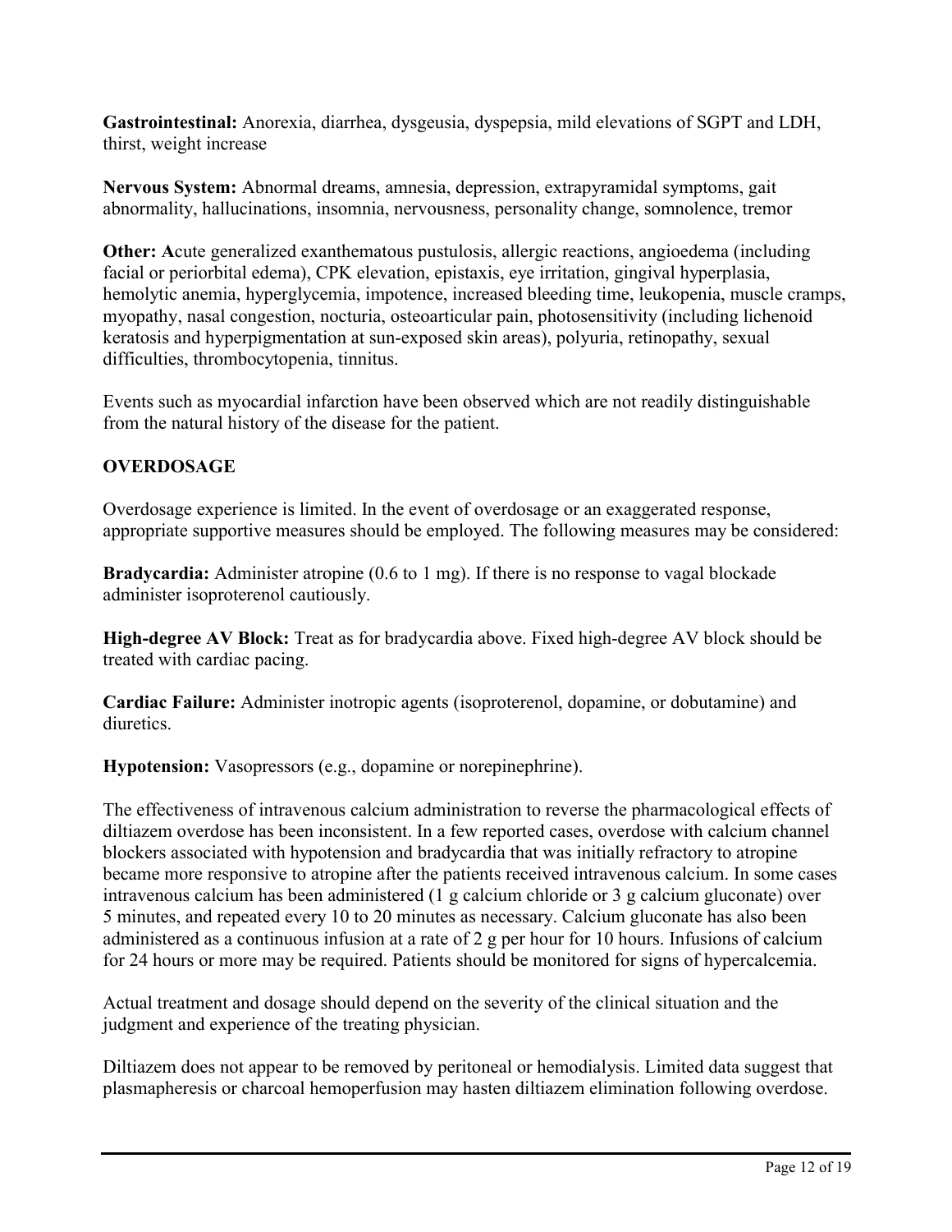**Gastrointestinal:** Anorexia, diarrhea, dysgeusia, dyspepsia, mild elevations of SGPT and LDH, thirst, weight increase

**Nervous System:** Abnormal dreams, amnesia, depression, extrapyramidal symptoms, gait abnormality, hallucinations, insomnia, nervousness, personality change, somnolence, tremor

**Other: A**cute generalized exanthematous pustulosis, allergic reactions, angioedema (including facial or periorbital edema), CPK elevation, epistaxis, eye irritation, gingival hyperplasia, hemolytic anemia, hyperglycemia, impotence, increased bleeding time, leukopenia, muscle cramps, myopathy, nasal congestion, nocturia, osteoarticular pain, photosensitivity (including lichenoid keratosis and hyperpigmentation at sun-exposed skin areas), polyuria, retinopathy, sexual difficulties, thrombocytopenia, tinnitus.

Events such as myocardial infarction have been observed which are not readily distinguishable from the natural history of the disease for the patient.

## OVERDOSAGE

Overdosage experience is limited. In the event of overdosage or an exaggerated response, appropriate supportive measures should be employed. The following measures may be considered:

**Bradycardia:** Administer atropine (0.6 to 1 mg). If there is no response to vagal blockade administer isoproterenol cautiously.

**High-degree AV Block:** Treat as for bradycardia above. Fixed high-degree AV block should be treated with cardiac pacing.

**Cardiac Failure:** Administer inotropic agents (isoproterenol, dopamine, or dobutamine) and diuretics.

**Hypotension:** Vasopressors (e.g., dopamine or norepinephrine).

The effectiveness of intravenous calcium administration to reverse the pharmacological effects of diltiazem overdose has been inconsistent. In a few reported cases, overdose with calcium channel blockers associated with hypotension and bradycardia that was initially refractory to atropine became more responsive to atropine after the patients received intravenous calcium. In some cases intravenous calcium has been administered (1 g calcium chloride or 3 g calcium gluconate) over 5 minutes, and repeated every 10 to 20 minutes as necessary. Calcium gluconate has also been administered as a continuous infusion at a rate of 2 g per hour for 10 hours. Infusions of calcium for 24 hours or more may be required. Patients should be monitored for signs of hypercalcemia.

Actual treatment and dosage should depend on the severity of the clinical situation and the judgment and experience of the treating physician.

Diltiazem does not appear to be removed by peritoneal or hemodialysis. Limited data suggest that plasmapheresis or charcoal hemoperfusion may hasten diltiazem elimination following overdose.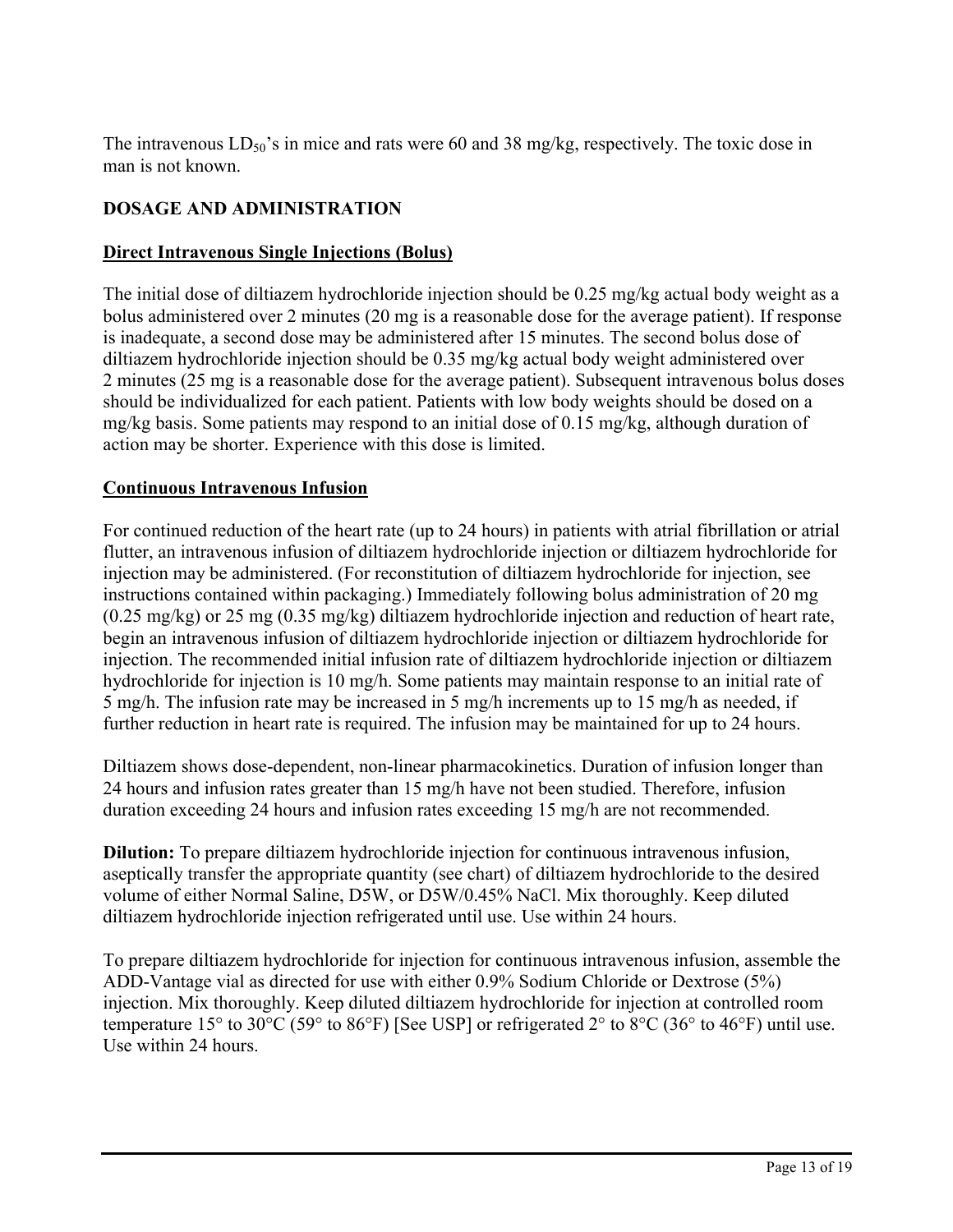The intravenous $LD_{50}$'s in mice and rats were 60 and 38 mg/kg, respectively. The toxic dose in man is not known.

## DOSAGE AND ADMINISTRATION

### Direct Intravenous Single Injections (Bolus)

The initial dose of diltiazem hydrochloride injection should be 0.25 mg/kg actual body weight as a bolus administered over 2 minutes (20 mg is a reasonable dose for the average patient). If response is inadequate, a second dose may be administered after 15 minutes. The second bolus dose of diltiazem hydrochloride injection should be 0.35 mg/kg actual body weight administered over 2 minutes (25 mg is a reasonable dose for the average patient). Subsequent intravenous bolus doses should be individualized for each patient. Patients with low body weights should be dosed on a mg/kg basis. Some patients may respond to an initial dose of 0.15 mg/kg, although duration of action may be shorter. Experience with this dose is limited.

### Continuous Intravenous Infusion

For continued reduction of the heart rate (up to 24 hours) in patients with atrial fibrillation or atrial flutter, an intravenous infusion of diltiazem hydrochloride injection or diltiazem hydrochloride for injection may be administered. (For reconstitution of diltiazem hydrochloride for injection, see instructions contained within packaging.) Immediately following bolus administration of 20 mg (0.25 mg/kg) or 25 mg (0.35 mg/kg) diltiazem hydrochloride injection and reduction of heart rate, begin an intravenous infusion of diltiazem hydrochloride injection or diltiazem hydrochloride for injection. The recommended initial infusion rate of diltiazem hydrochloride injection or diltiazem hydrochloride for injection is 10 mg/h. Some patients may maintain response to an initial rate of 5 mg/h. The infusion rate may be increased in 5 mg/h increments up to 15 mg/h as needed, if further reduction in heart rate is required. The infusion may be maintained for up to 24 hours.

Diltiazem shows dose-dependent, non-linear pharmacokinetics. Duration of infusion longer than 24 hours and infusion rates greater than 15 mg/h have not been studied. Therefore, infusion duration exceeding 24 hours and infusion rates exceeding 15 mg/h are not recommended.

**Dilution:** To prepare diltiazem hydrochloride injection for continuous intravenous infusion, aseptically transfer the appropriate quantity (see chart) of diltiazem hydrochloride to the desired volume of either Normal Saline, D5W, or D5W/0.45% NaCl. Mix thoroughly. Keep diluted diltiazem hydrochloride injection refrigerated until use. Use within 24 hours.

To prepare diltiazem hydrochloride for injection for continuous intravenous infusion, assemble the ADD-Vantage vial as directed for use with either 0.9% Sodium Chloride or Dextrose (5%) injection. Mix thoroughly. Keep diluted diltiazem hydrochloride for injection at controlled room temperature 15° to 30°C (59° to 86°F) [See USP] or refrigerated 2° to 8°C (36° to 46°F) until use. Use within 24 hours.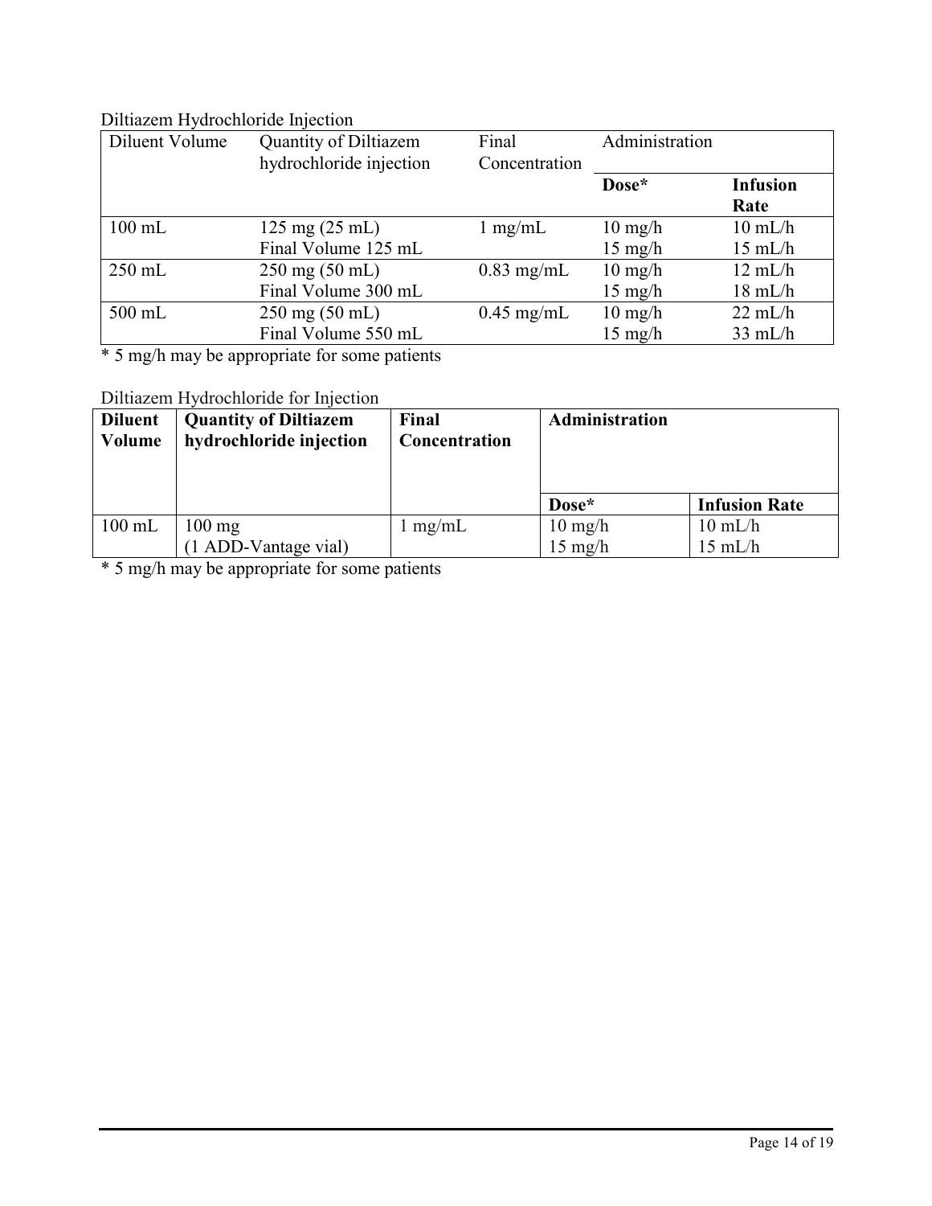Diltiazem Hydrochloride Injection

| Diluent Volume | Quantity of Diltiazem hydrochloride injection | Final Concentration | Administration | |
|---|---|---|---|---|
| | | | **Dose*** | **Infusion Rate** |
| 100 mL | 125 mg (25 mL)<br>Final Volume 125 mL | 1 mg/mL | 10 mg/h<br>15 mg/h | 10 mL/h<br>15 mL/h |
| 250 mL | 250 mg (50 mL)<br>Final Volume 300 mL | 0.83 mg/mL | 10 mg/h<br>15 mg/h | 12 mL/h<br>18 mL/h |
| 500 mL | 250 mg (50 mL)<br>Final Volume 550 mL | 0.45 mg/mL | 10 mg/h<br>15 mg/h | 22 mL/h<br>33 mL/h |

* 5 mg/h may be appropriate for some patients

Diltiazem Hydrochloride for Injection

| **Diluent Volume** | **Quantity of Diltiazem hydrochloride injection** | **Final Concentration** | **Administration** | |
|---|---|---|---|---|
| | | | **Dose*** | **Infusion Rate** |
| 100 mL | 100 mg<br>(1 ADD-Vantage vial) | 1 mg/mL | 10 mg/h<br>15 mg/h | 10 mL/h<br>15 mL/h |

* 5 mg/h may be appropriate for some patients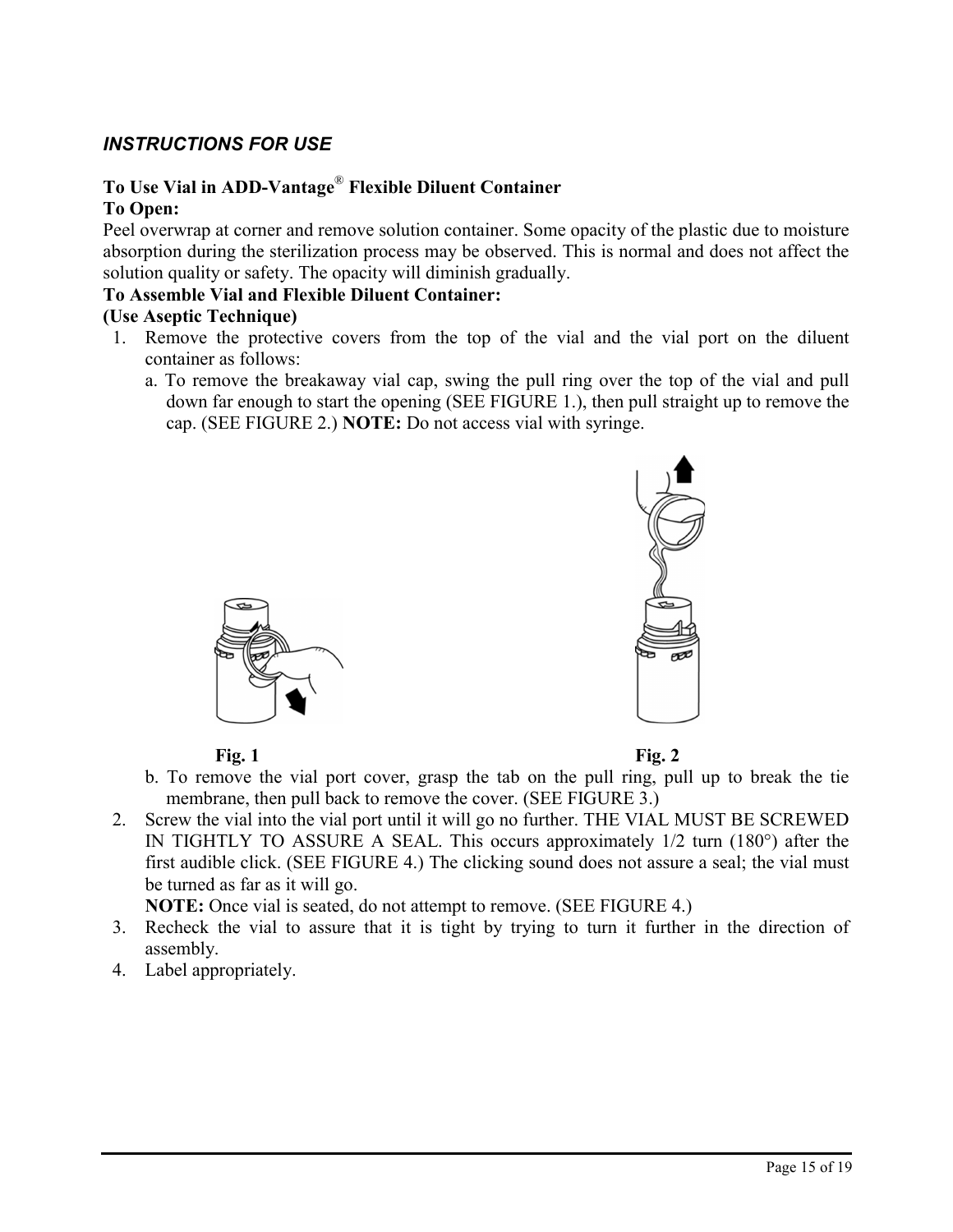## *INSTRUCTIONS FOR USE*

**To Use Vial in ADD-Vantage® Flexible Diluent Container**

**To Open:**

Peel overwrap at corner and remove solution container. Some opacity of the plastic due to moisture absorption during the sterilization process may be observed. This is normal and does not affect the solution quality or safety. The opacity will diminish gradually.

**To Assemble Vial and Flexible Diluent Container:**

**(Use Aseptic Technique)**

1. Remove the protective covers from the top of the vial and the vial port on the diluent container as follows:
   a. To remove the breakaway vial cap, swing the pull ring over the top of the vial and pull down far enough to start the opening (SEE FIGURE 1.), then pull straight up to remove the cap. (SEE FIGURE 2.) **NOTE:** Do not access vial with syringe.

**Fig. 1**

**Fig. 2**

   b. To remove the vial port cover, grasp the tab on the pull ring, pull up to break the tie membrane, then pull back to remove the cover. (SEE FIGURE 3.)
2. Screw the vial into the vial port until it will go no further. THE VIAL MUST BE SCREWED IN TIGHTLY TO ASSURE A SEAL. This occurs approximately 1/2 turn (180°) after the first audible click. (SEE FIGURE 4.) The clicking sound does not assure a seal; the vial must be turned as far as it will go.

   **NOTE:** Once vial is seated, do not attempt to remove. (SEE FIGURE 4.)
3. Recheck the vial to assure that it is tight by trying to turn it further in the direction of assembly.
4. Label appropriately.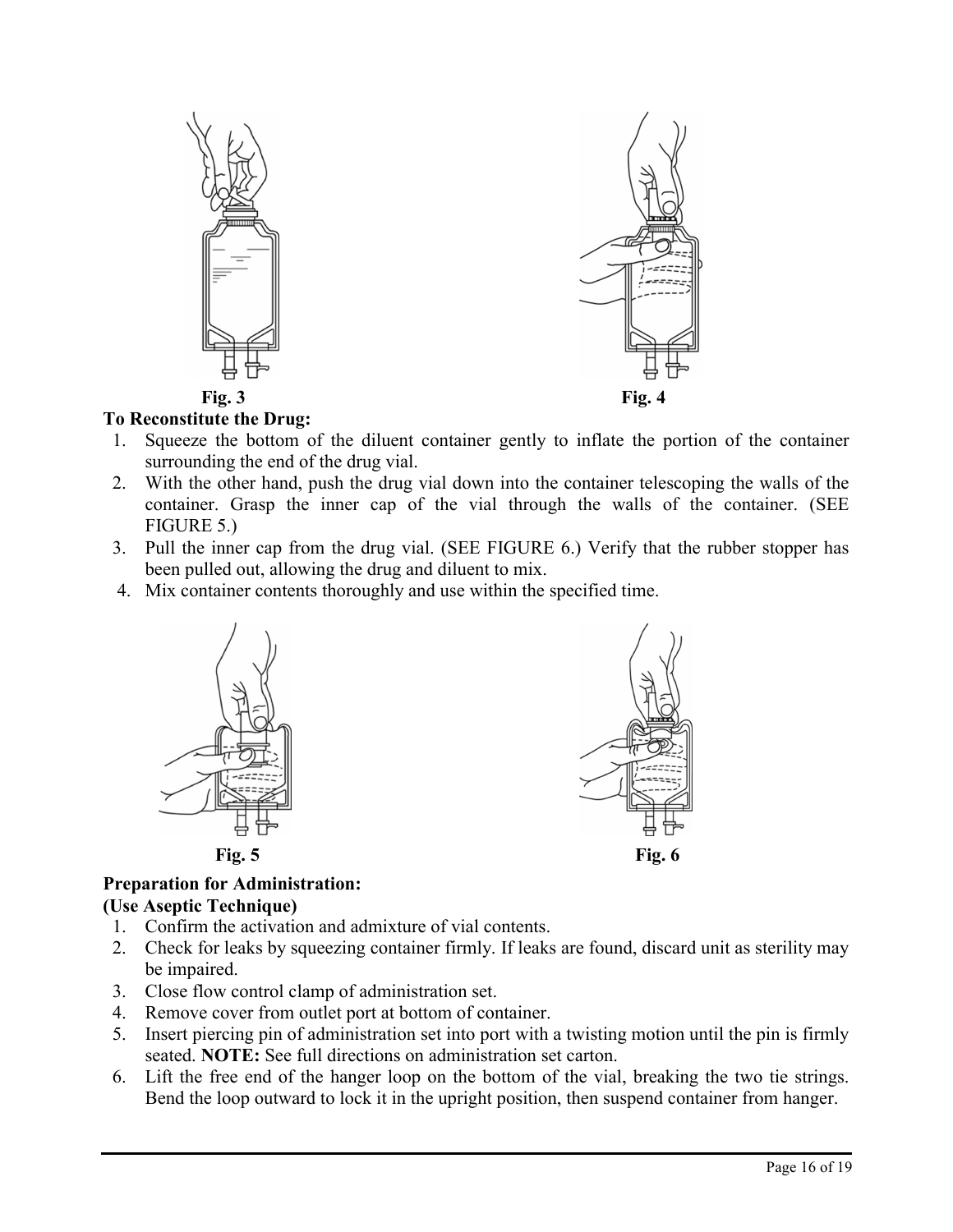Fig. 3

Fig. 4

**To Reconstitute the Drug:**

1. Squeeze the bottom of the diluent container gently to inflate the portion of the container surrounding the end of the drug vial.
2. With the other hand, push the drug vial down into the container telescoping the walls of the container. Grasp the inner cap of the vial through the walls of the container. (SEE FIGURE 5.)
3. Pull the inner cap from the drug vial. (SEE FIGURE 6.) Verify that the rubber stopper has been pulled out, allowing the drug and diluent to mix.
4. Mix container contents thoroughly and use within the specified time.

Fig. 5

Fig. 6

**Preparation for Administration:**
**(Use Aseptic Technique)**

1. Confirm the activation and admixture of vial contents.
2. Check for leaks by squeezing container firmly. If leaks are found, discard unit as sterility may be impaired.
3. Close flow control clamp of administration set.
4. Remove cover from outlet port at bottom of container.
5. Insert piercing pin of administration set into port with a twisting motion until the pin is firmly seated. **NOTE:** See full directions on administration set carton.
6. Lift the free end of the hanger loop on the bottom of the vial, breaking the two tie strings. Bend the loop outward to lock it in the upright position, then suspend container from hanger.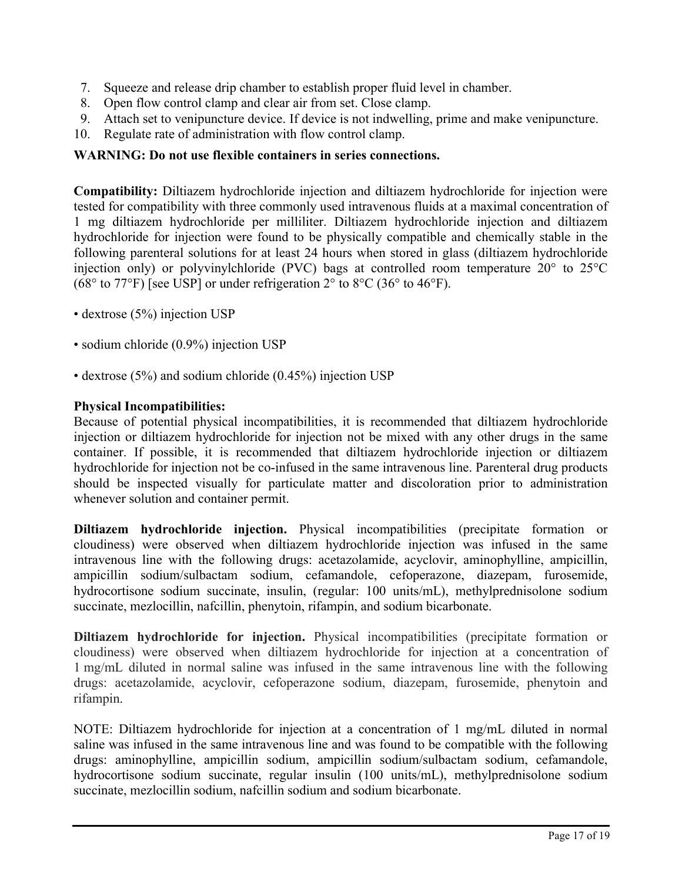7. Squeeze and release drip chamber to establish proper fluid level in chamber.
8. Open flow control clamp and clear air from set. Close clamp.
9. Attach set to venipuncture device. If device is not indwelling, prime and make venipuncture.
10. Regulate rate of administration with flow control clamp.

**WARNING: Do not use flexible containers in series connections.**

**Compatibility:** Diltiazem hydrochloride injection and diltiazem hydrochloride for injection were tested for compatibility with three commonly used intravenous fluids at a maximal concentration of 1 mg diltiazem hydrochloride per milliliter. Diltiazem hydrochloride injection and diltiazem hydrochloride for injection were found to be physically compatible and chemically stable in the following parenteral solutions for at least 24 hours when stored in glass (diltiazem hydrochloride injection only) or polyvinylchloride (PVC) bags at controlled room temperature 20° to 25°C (68° to 77°F) [see USP] or under refrigeration 2° to 8°C (36° to 46°F).

- dextrose (5%) injection USP
- sodium chloride (0.9%) injection USP
- dextrose (5%) and sodium chloride (0.45%) injection USP

**Physical Incompatibilities:**
Because of potential physical incompatibilities, it is recommended that diltiazem hydrochloride injection or diltiazem hydrochloride for injection not be mixed with any other drugs in the same container. If possible, it is recommended that diltiazem hydrochloride injection or diltiazem hydrochloride for injection not be co-infused in the same intravenous line. Parenteral drug products should be inspected visually for particulate matter and discoloration prior to administration whenever solution and container permit.

**Diltiazem hydrochloride injection.** Physical incompatibilities (precipitate formation or cloudiness) were observed when diltiazem hydrochloride injection was infused in the same intravenous line with the following drugs: acetazolamide, acyclovir, aminophylline, ampicillin, ampicillin sodium/sulbactam sodium, cefamandole, cefoperazone, diazepam, furosemide, hydrocortisone sodium succinate, insulin, (regular: 100 units/mL), methylprednisolone sodium succinate, mezlocillin, nafcillin, phenytoin, rifampin, and sodium bicarbonate.

**Diltiazem hydrochloride for injection.** Physical incompatibilities (precipitate formation or cloudiness) were observed when diltiazem hydrochloride for injection at a concentration of 1 mg/mL diluted in normal saline was infused in the same intravenous line with the following drugs: acetazolamide, acyclovir, cefoperazone sodium, diazepam, furosemide, phenytoin and rifampin.

NOTE: Diltiazem hydrochloride for injection at a concentration of 1 mg/mL diluted in normal saline was infused in the same intravenous line and was found to be compatible with the following drugs: aminophylline, ampicillin sodium, ampicillin sodium/sulbactam sodium, cefamandole, hydrocortisone sodium succinate, regular insulin (100 units/mL), methylprednisolone sodium succinate, mezlocillin sodium, nafcillin sodium and sodium bicarbonate.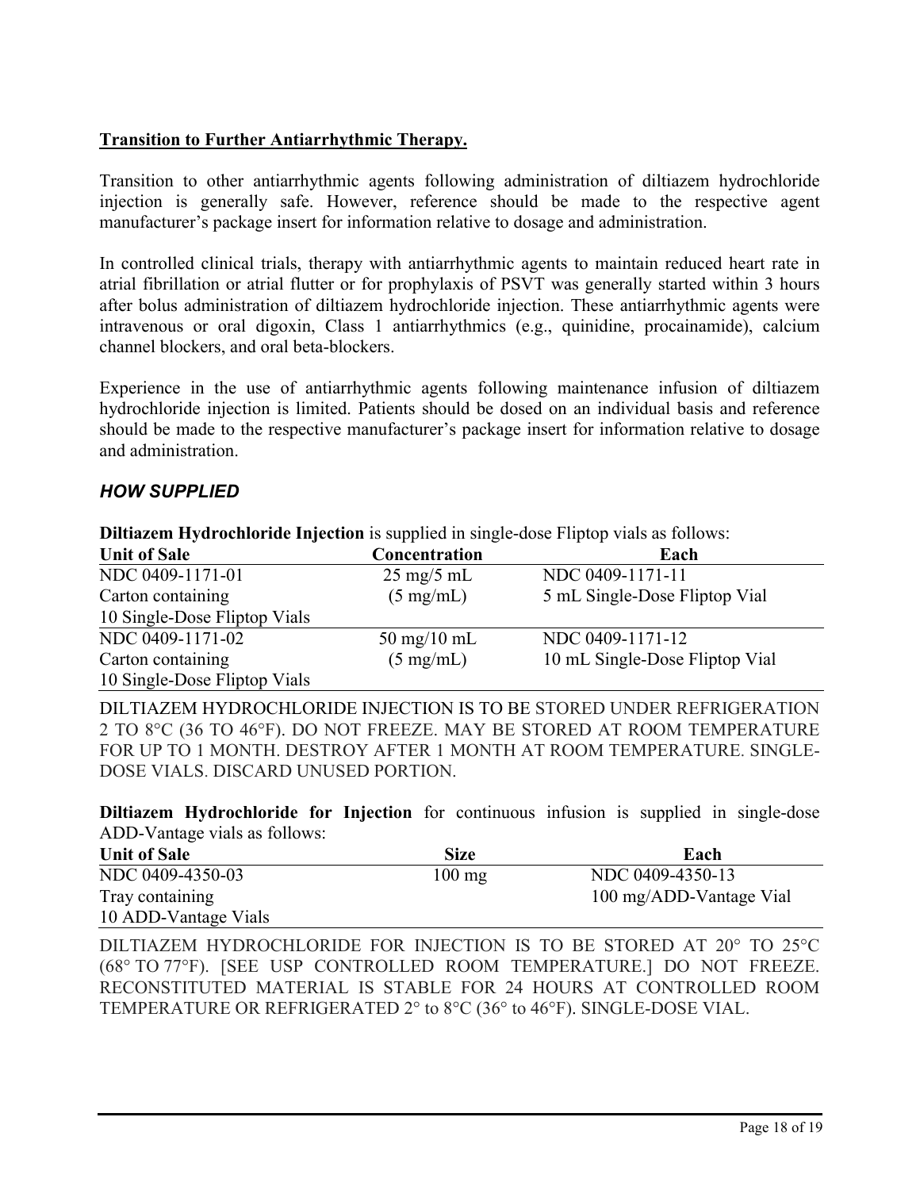**Transition to Further Antiarrhythmic Therapy.**

Transition to other antiarrhythmic agents following administration of diltiazem hydrochloride injection is generally safe. However, reference should be made to the respective agent manufacturer's package insert for information relative to dosage and administration.

In controlled clinical trials, therapy with antiarrhythmic agents to maintain reduced heart rate in atrial fibrillation or atrial flutter or for prophylaxis of PSVT was generally started within 3 hours after bolus administration of diltiazem hydrochloride injection. These antiarrhythmic agents were intravenous or oral digoxin, Class 1 antiarrhythmics (e.g., quinidine, procainamide), calcium channel blockers, and oral beta-blockers.

Experience in the use of antiarrhythmic agents following maintenance infusion of diltiazem hydrochloride injection is limited. Patients should be dosed on an individual basis and reference should be made to the respective manufacturer's package insert for information relative to dosage and administration.

## *HOW SUPPLIED*

**Diltiazem Hydrochloride Injection** is supplied in single-dose Fliptop vials as follows:

| Unit of Sale | Concentration | Each |
|---|---|---|
| NDC 0409-1171-01 Carton containing 10 Single-Dose Fliptop Vials | 25 mg/5 mL (5 mg/mL) | NDC 0409-1171-11 5 mL Single-Dose Fliptop Vial |
| NDC 0409-1171-02 Carton containing 10 Single-Dose Fliptop Vials | 50 mg/10 mL (5 mg/mL) | NDC 0409-1171-12 10 mL Single-Dose Fliptop Vial |

DILTIAZEM HYDROCHLORIDE INJECTION IS TO BE STORED UNDER REFRIGERATION 2 TO 8°C (36 TO 46°F). DO NOT FREEZE. MAY BE STORED AT ROOM TEMPERATURE FOR UP TO 1 MONTH. DESTROY AFTER 1 MONTH AT ROOM TEMPERATURE. SINGLE-DOSE VIALS. DISCARD UNUSED PORTION.

**Diltiazem Hydrochloride for Injection** for continuous infusion is supplied in single-dose ADD-Vantage vials as follows:

| Unit of Sale | Size | Each |
|---|---|---|
| NDC 0409-4350-03 Tray containing 10 ADD-Vantage Vials | 100 mg | NDC 0409-4350-13 100 mg/ADD-Vantage Vial |

DILTIAZEM HYDROCHLORIDE FOR INJECTION IS TO BE STORED AT 20° TO 25°C (68° TO 77°F). [SEE USP CONTROLLED ROOM TEMPERATURE.] DO NOT FREEZE. RECONSTITUTED MATERIAL IS STABLE FOR 24 HOURS AT CONTROLLED ROOM TEMPERATURE OR REFRIGERATED 2° to 8°C (36° to 46°F). SINGLE-DOSE VIAL.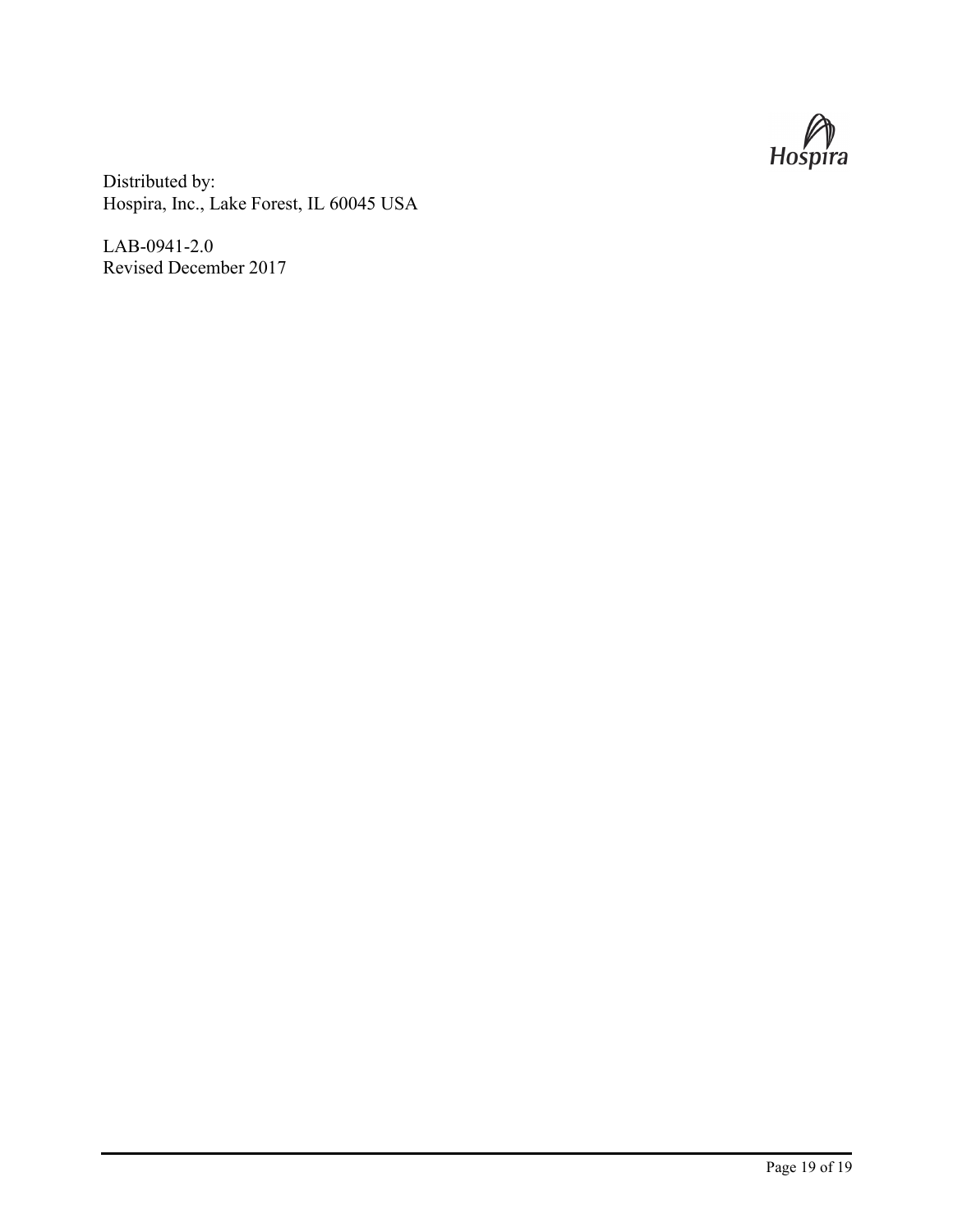Hospira

Distributed by:
Hospira, Inc., Lake Forest, IL 60045 USA

LAB-0941-2.0
Revised December 2017